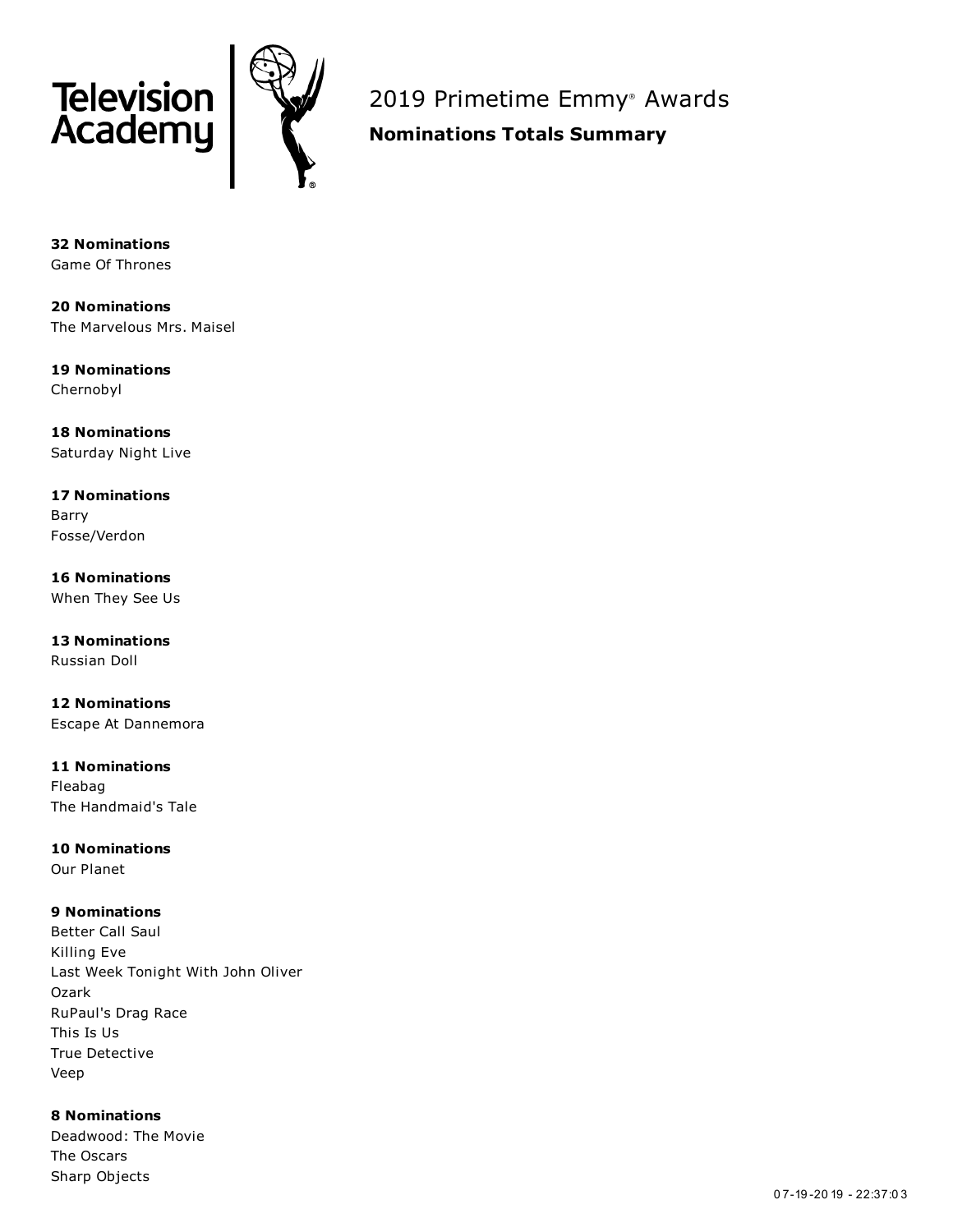Television Academy

# 2019 Primetime Emmy® Awards

## Nominations Totals Summary

**32 Nominations**
Game Of Thrones

**20 Nominations**
The Marvelous Mrs. Maisel

**19 Nominations**
Chernobyl

**18 Nominations**
Saturday Night Live

**17 Nominations**
Barry
Fosse/Verdon

**16 Nominations**
When They See Us

**13 Nominations**
Russian Doll

**12 Nominations**
Escape At Dannemora

**11 Nominations**
Fleabag
The Handmaid's Tale

**10 Nominations**
Our Planet

**9 Nominations**
Better Call Saul
Killing Eve
Last Week Tonight With John Oliver
Ozark
RuPaul's Drag Race
This Is Us
True Detective
Veep

**8 Nominations**
Deadwood: The Movie
The Oscars
Sharp Objects

07-19-2019 - 22:37:03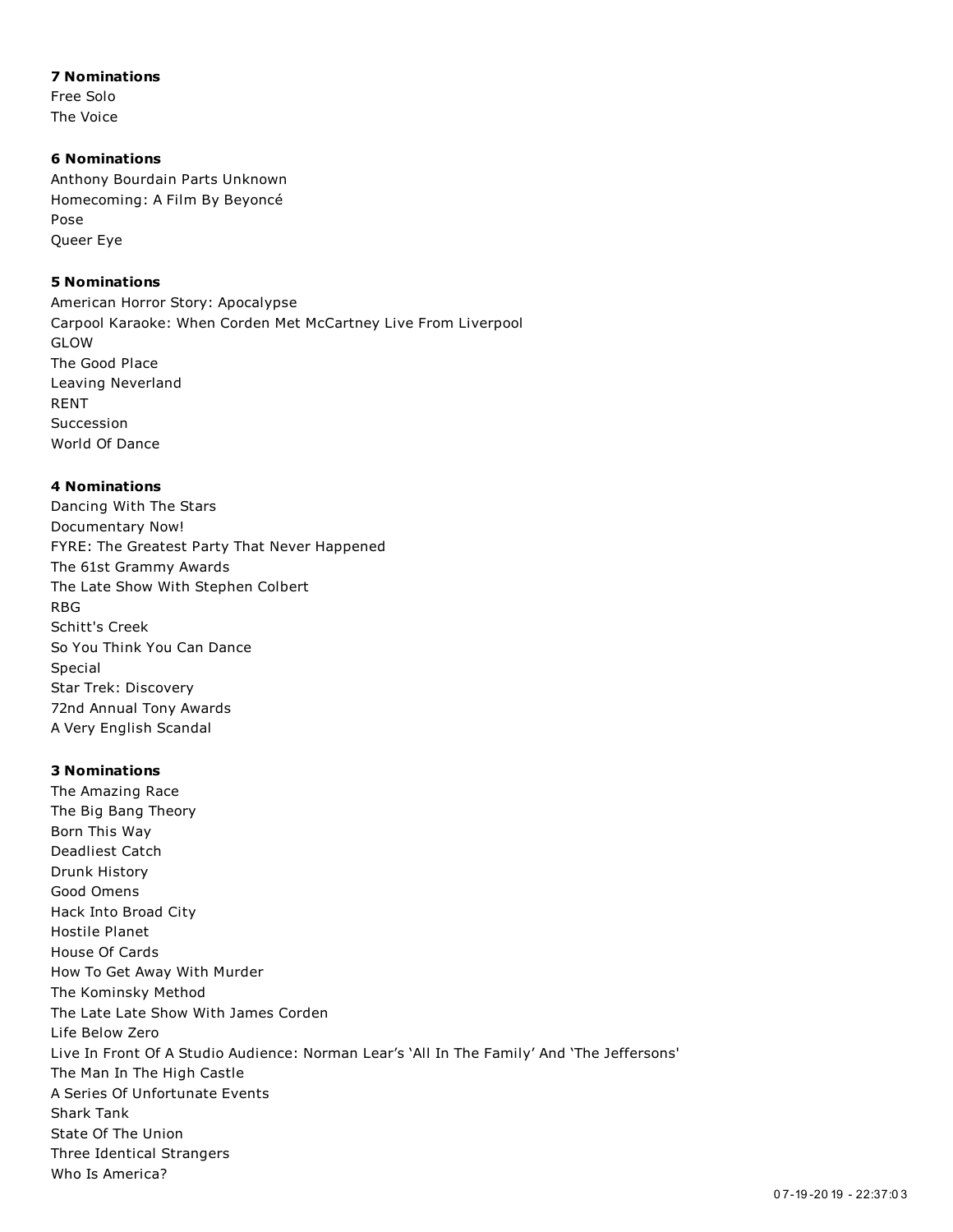**7 Nominations**
Free Solo
The Voice

**6 Nominations**
Anthony Bourdain Parts Unknown
Homecoming: A Film By Beyoncé
Pose
Queer Eye

**5 Nominations**
American Horror Story: Apocalypse
Carpool Karaoke: When Corden Met McCartney Live From Liverpool
GLOW
The Good Place
Leaving Neverland
RENT
Succession
World Of Dance

**4 Nominations**
Dancing With The Stars
Documentary Now!
FYRE: The Greatest Party That Never Happened
The 61st Grammy Awards
The Late Show With Stephen Colbert
RBG
Schitt's Creek
So You Think You Can Dance
Special
Star Trek: Discovery
72nd Annual Tony Awards
A Very English Scandal

**3 Nominations**
The Amazing Race
The Big Bang Theory
Born This Way
Deadliest Catch
Drunk History
Good Omens
Hack Into Broad City
Hostile Planet
House Of Cards
How To Get Away With Murder
The Kominsky Method
The Late Late Show With James Corden
Life Below Zero
Live In Front Of A Studio Audience: Norman Lear's 'All In The Family' And 'The Jeffersons'
The Man In The High Castle
A Series Of Unfortunate Events
Shark Tank
State Of The Union
Three Identical Strangers
Who Is America?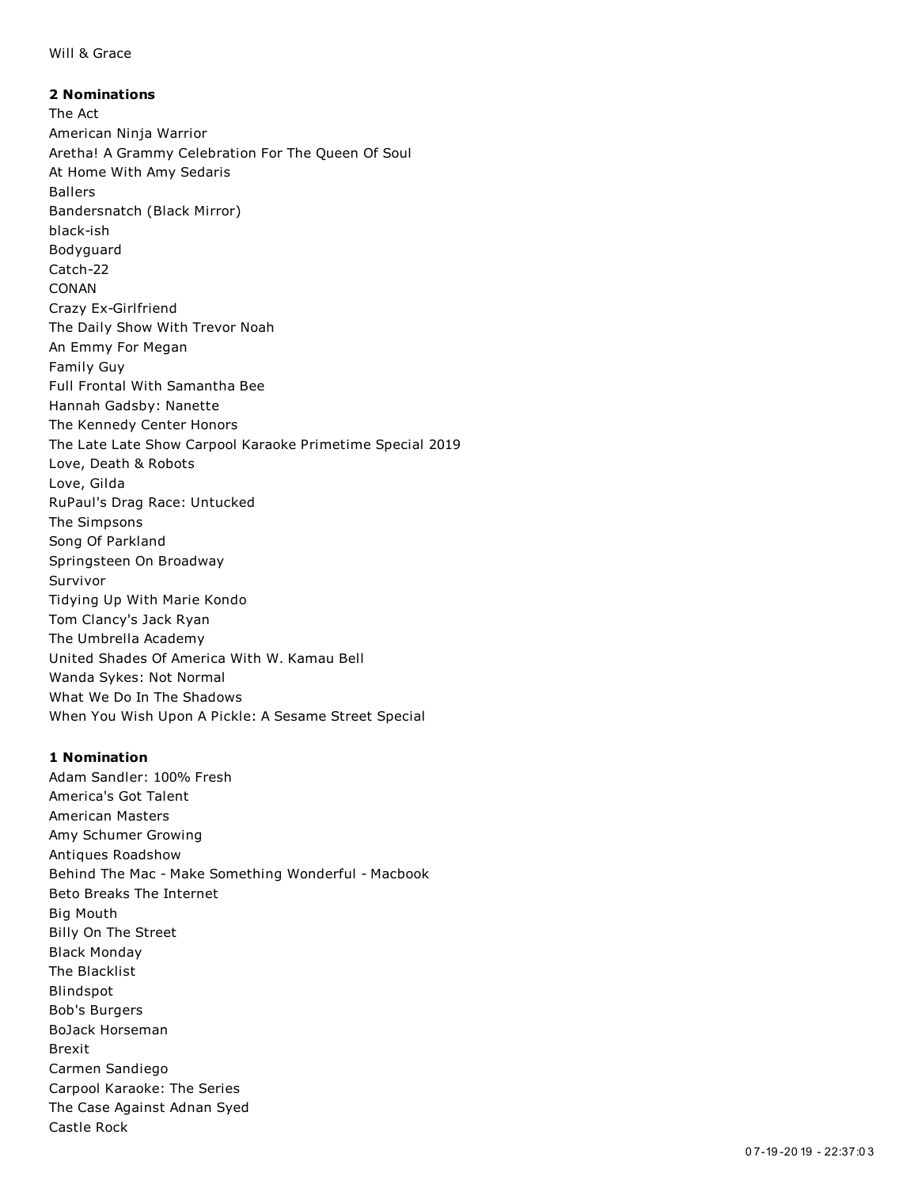Will & Grace

**2 Nominations**

The Act
American Ninja Warrior
Aretha! A Grammy Celebration For The Queen Of Soul
At Home With Amy Sedaris
Ballers
Bandersnatch (Black Mirror)
black-ish
Bodyguard
Catch-22
CONAN
Crazy Ex-Girlfriend
The Daily Show With Trevor Noah
An Emmy For Megan
Family Guy
Full Frontal With Samantha Bee
Hannah Gadsby: Nanette
The Kennedy Center Honors
The Late Late Show Carpool Karaoke Primetime Special 2019
Love, Death & Robots
Love, Gilda
RuPaul's Drag Race: Untucked
The Simpsons
Song Of Parkland
Springsteen On Broadway
Survivor
Tidying Up With Marie Kondo
Tom Clancy's Jack Ryan
The Umbrella Academy
United Shades Of America With W. Kamau Bell
Wanda Sykes: Not Normal
What We Do In The Shadows
When You Wish Upon A Pickle: A Sesame Street Special

**1 Nomination**

Adam Sandler: 100% Fresh
America's Got Talent
American Masters
Amy Schumer Growing
Antiques Roadshow
Behind The Mac - Make Something Wonderful - Macbook
Beto Breaks The Internet
Big Mouth
Billy On The Street
Black Monday
The Blacklist
Blindspot
Bob's Burgers
BoJack Horseman
Brexit
Carmen Sandiego
Carpool Karaoke: The Series
The Case Against Adnan Syed
Castle Rock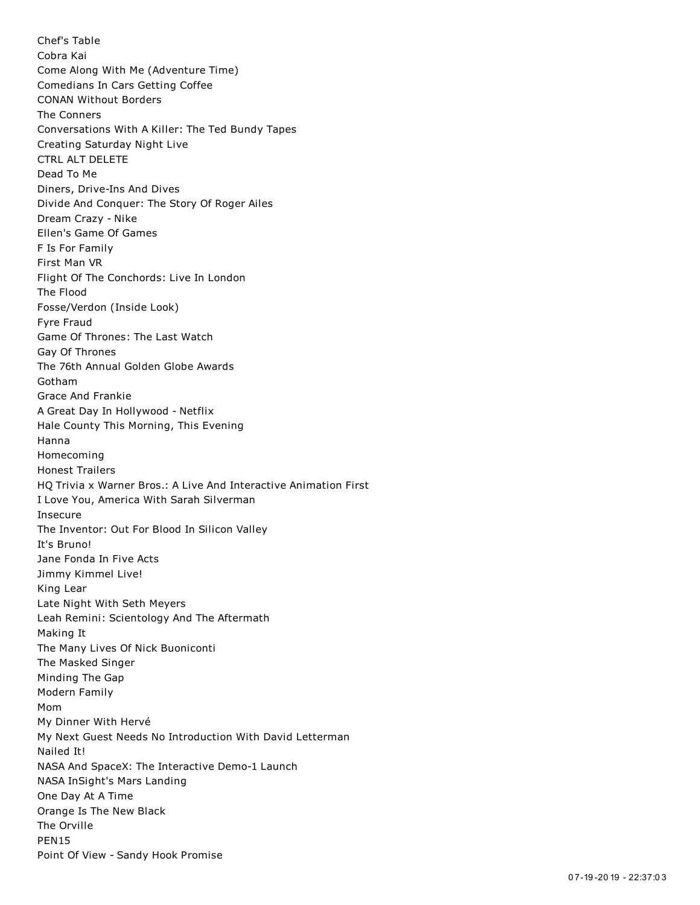Chef's Table
Cobra Kai
Come Along With Me (Adventure Time)
Comedians In Cars Getting Coffee
CONAN Without Borders
The Conners
Conversations With A Killer: The Ted Bundy Tapes
Creating Saturday Night Live
CTRL ALT DELETE
Dead To Me
Diners, Drive-Ins And Dives
Divide And Conquer: The Story Of Roger Ailes
Dream Crazy - Nike
Ellen's Game Of Games
F Is For Family
First Man VR
Flight Of The Conchords: Live In London
The Flood
Fosse/Verdon (Inside Look)
Fyre Fraud
Game Of Thrones: The Last Watch
Gay Of Thrones
The 76th Annual Golden Globe Awards
Gotham
Grace And Frankie
A Great Day In Hollywood - Netflix
Hale County This Morning, This Evening
Hanna
Homecoming
Honest Trailers
HQ Trivia x Warner Bros.: A Live And Interactive Animation First
I Love You, America With Sarah Silverman
Insecure
The Inventor: Out For Blood In Silicon Valley
It's Bruno!
Jane Fonda In Five Acts
Jimmy Kimmel Live!
King Lear
Late Night With Seth Meyers
Leah Remini: Scientology And The Aftermath
Making It
The Many Lives Of Nick Buoniconti
The Masked Singer
Minding The Gap
Modern Family
Mom
My Dinner With Hervé
My Next Guest Needs No Introduction With David Letterman
Nailed It!
NASA And SpaceX: The Interactive Demo-1 Launch
NASA InSight's Mars Landing
One Day At A Time
Orange Is The New Black
The Orville
PEN15
Point Of View - Sandy Hook Promise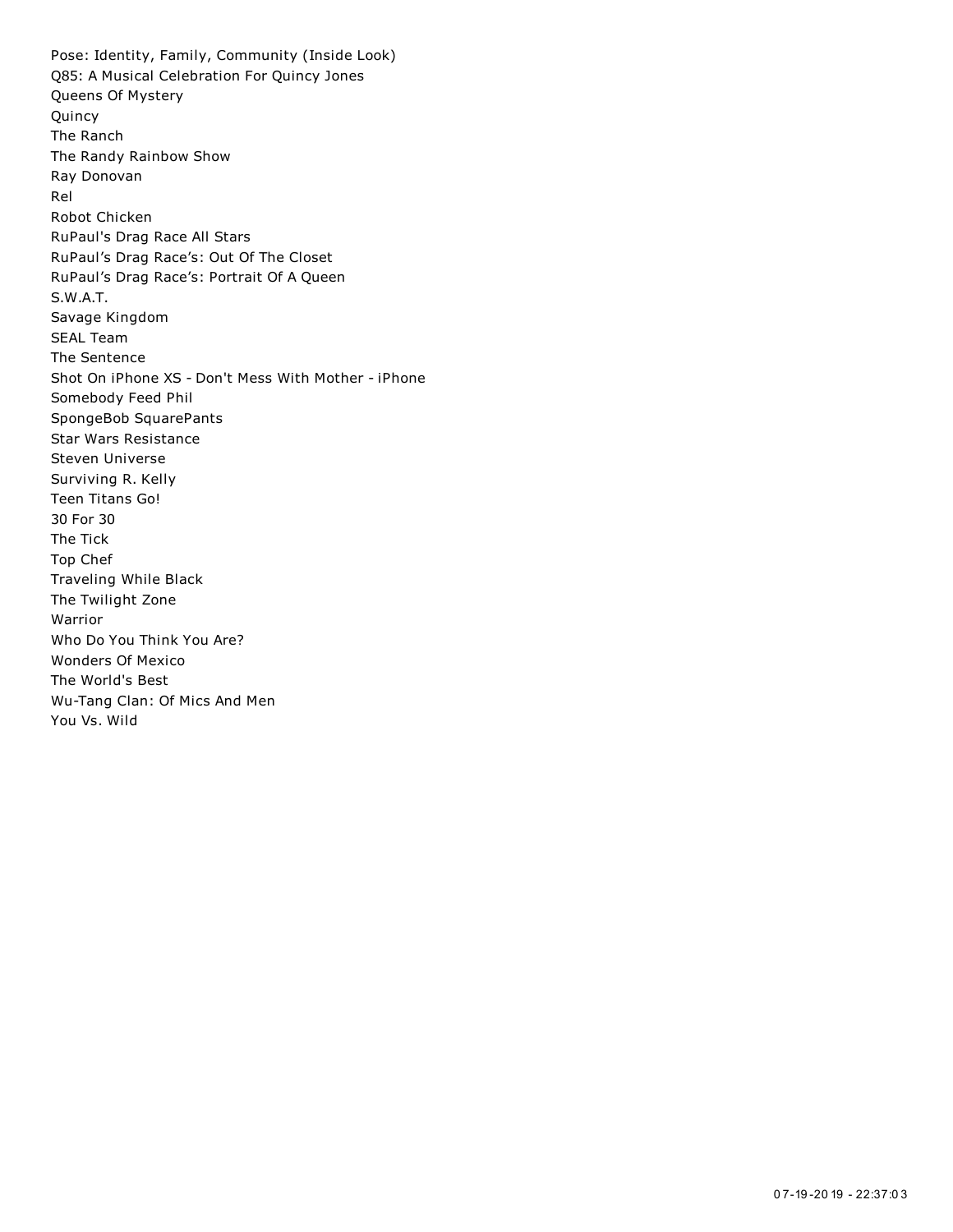Pose: Identity, Family, Community (Inside Look)
Q85: A Musical Celebration For Quincy Jones
Queens Of Mystery
Quincy
The Ranch
The Randy Rainbow Show
Ray Donovan
Rel
Robot Chicken
RuPaul's Drag Race All Stars
RuPaul’s Drag Race’s: Out Of The Closet
RuPaul’s Drag Race’s: Portrait Of A Queen
S.W.A.T.
Savage Kingdom
SEAL Team
The Sentence
Shot On iPhone XS - Don't Mess With Mother - iPhone
Somebody Feed Phil
SpongeBob SquarePants
Star Wars Resistance
Steven Universe
Surviving R. Kelly
Teen Titans Go!
30 For 30
The Tick
Top Chef
Traveling While Black
The Twilight Zone
Warrior
Who Do You Think You Are?
Wonders Of Mexico
The World's Best
Wu-Tang Clan: Of Mics And Men
You Vs. Wild